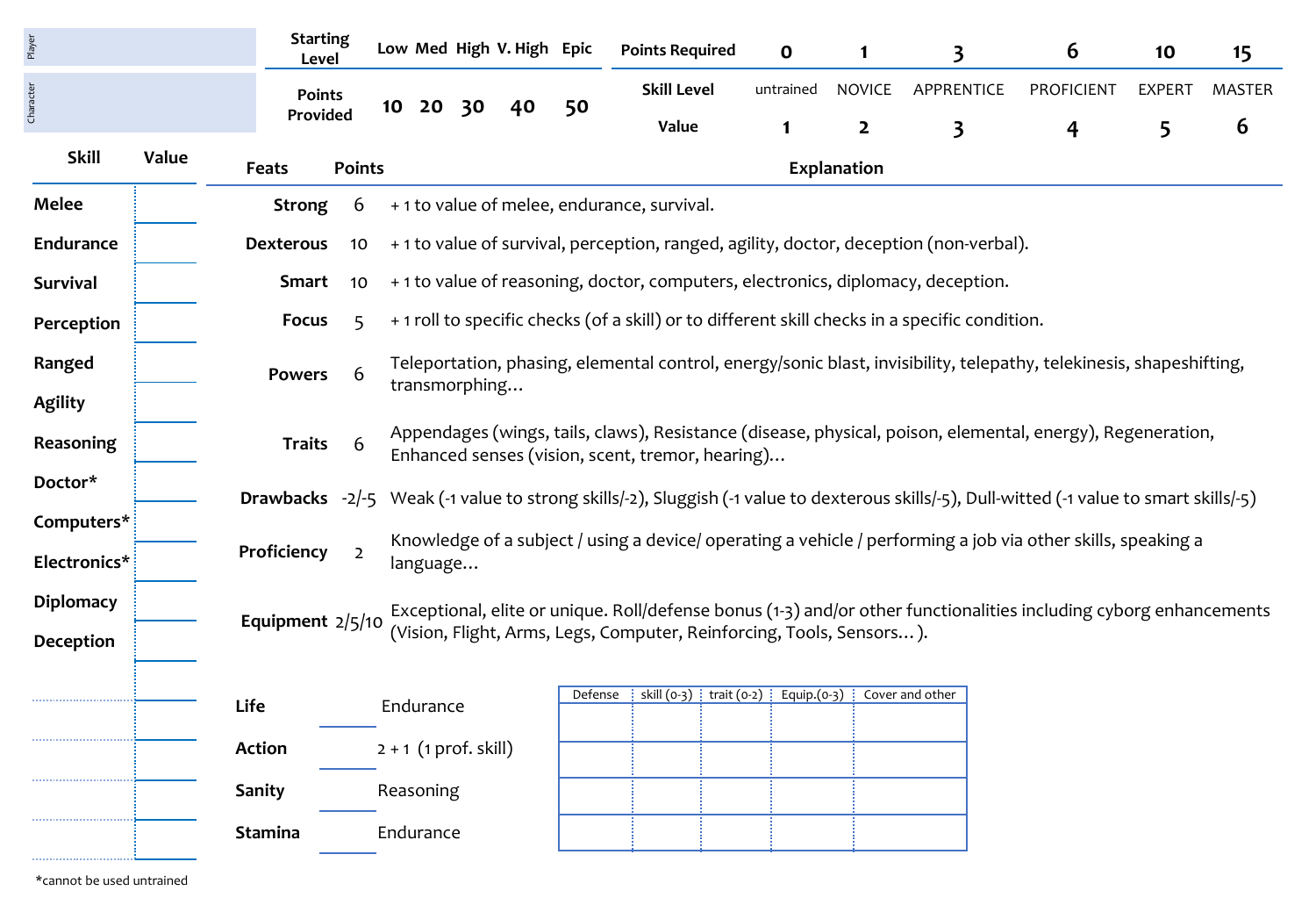| Player | |
|---|---|
| Character | |

| Starting Level | Low | Med | High | V. High | Epic |
|---|---|---|---|---|---|
| Points Provided | 10 | 20 | 30 | 40 | 50 |

| Points Required | 0 | 1 | 3 | 6 | 10 | 15 |
|---|---|---|---|---|---|---|
| Skill Level | untrained | NOVICE | APPRENTICE | PROFICIENT | EXPERT | MASTER |
| Value | 1 | 2 | 3 | 4 | 5 | 6 |

| Skill | Value |
|---|---|
| Melee | |
| Endurance | |
| Survival | |
| Perception | |
| Ranged | |
| Agility | |
| Reasoning | |
| Doctor* | |
| Computers* | |
| Electronics* | |
| Diplomacy | |
| Deception | |
| | |
| | |
| | |
| | |
| | |
| | |

*cannot be used untrained

| Feats | Points | Explanation |
|---|---|---|
| Strong | 6 | + 1 to value of melee, endurance, survival. |
| Dexterous | 10 | + 1 to value of survival, perception, ranged, agility, doctor, deception (non-verbal). |
| Smart | 10 | + 1 to value of reasoning, doctor, computers, electronics, diplomacy, deception. |
| Focus | 5 | + 1 roll to specific checks (of a skill) or to different skill checks in a specific condition. |
| Powers | 6 | Teleportation, phasing, elemental control, energy/sonic blast, invisibility, telepathy, telekinesis, shapeshifting, transmorphing… |
| Traits | 6 | Appendages (wings, tails, claws), Resistance (disease, physical, poison, elemental, energy), Regeneration, Enhanced senses (vision, scent, tremor, hearing)… |
| Drawbacks | -2/-5 | Weak (-1 value to strong skills/-2), Sluggish (-1 value to dexterous skills/-5), Dull-witted (-1 value to smart skills/-5) |
| Proficiency | 2 | Knowledge of a subject / using a device/ operating a vehicle / performing a job via other skills, speaking a language… |
| Equipment | 2/5/10 | Exceptional, elite or unique. Roll/defense bonus (1-3) and/or other functionalities including cyborg enhancements (Vision, Flight, Arms, Legs, Computer, Reinforcing, Tools, Sensors… ). |

| | | |
|---|---|---|
| Life | | Endurance |
| Action | | 2 + 1 (1 prof. skill) |
| Sanity | | Reasoning |
| Stamina | | Endurance |

| Defense | skill (0-3) | trait (0-2) | Equip.(0-3) | Cover and other |
|---|---|---|---|---|
| | | | | |
| | | | | |
| | | | | |
| | | | | |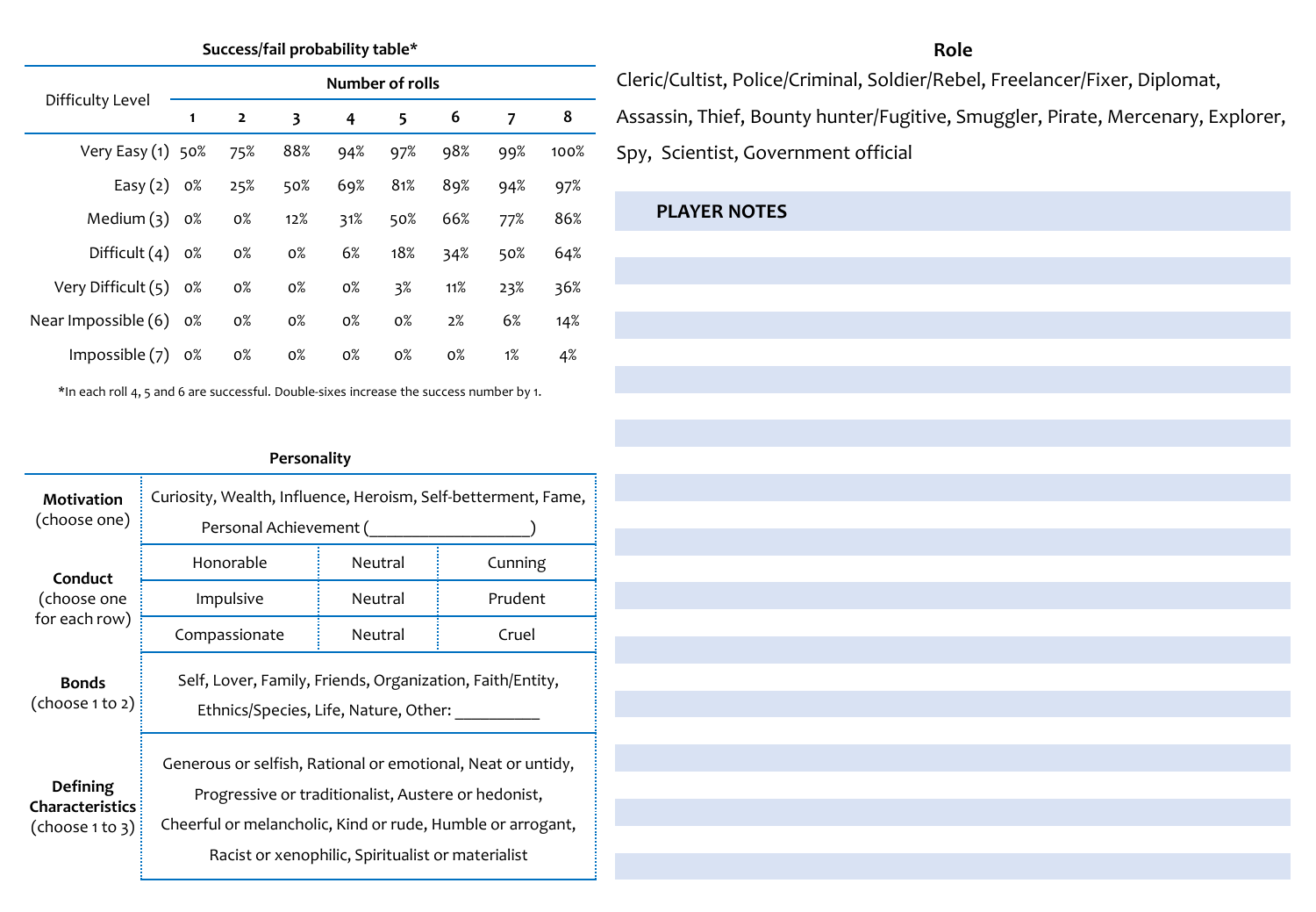**Success/fail probability table***

| Difficulty Level | Number of rolls | | | | | | | |
|---|---|---|---|---|---|---|---|---|
| | 1 | 2 | 3 | 4 | 5 | 6 | 7 | 8 |
| Very Easy (1) | 50% | 75% | 88% | 94% | 97% | 98% | 99% | 100% |
| Easy (2) | 0% | 25% | 50% | 69% | 81% | 89% | 94% | 97% |
| Medium (3) | 0% | 0% | 12% | 31% | 50% | 66% | 77% | 86% |
| Difficult (4) | 0% | 0% | 0% | 6% | 18% | 34% | 50% | 64% |
| Very Difficult (5) | 0% | 0% | 0% | 0% | 3% | 11% | 23% | 36% |
| Near Impossible (6) | 0% | 0% | 0% | 0% | 0% | 2% | 6% | 14% |
| Impossible (7) | 0% | 0% | 0% | 0% | 0% | 0% | 1% | 4% |

*In each roll 4, 5 and 6 are successful. Double-sixes increase the success number by 1.

**Personality**

| | | | |
|---|---|---|---|
| **Motivation** (choose one) | Curiosity, Wealth, Influence, Heroism, Self-betterment, Fame, Personal Achievement (___________________) | | |
| **Conduct** (choose one for each row) | Honorable | Neutral | Cunning |
| | Impulsive | Neutral | Prudent |
| | Compassionate | Neutral | Cruel |
| **Bonds** (choose 1 to 2) | Self, Lover, Family, Friends, Organization, Faith/Entity, Ethnics/Species, Life, Nature, Other: __________ | | |
| **Defining Characteristics** (choose 1 to 3) | Generous or selfish, Rational or emotional, Neat or untidy, Progressive or traditionalist, Austere or hedonist, Cheerful or melancholic, Kind or rude, Humble or arrogant, Racist or xenophilic, Spiritualist or materialist | | |

**Role**

Cleric/Cultist, Police/Criminal, Soldier/Rebel, Freelancer/Fixer, Diplomat, Assassin, Thief, Bounty hunter/Fugitive, Smuggler, Pirate, Mercenary, Explorer, Spy, Scientist, Government official

**PLAYER NOTES**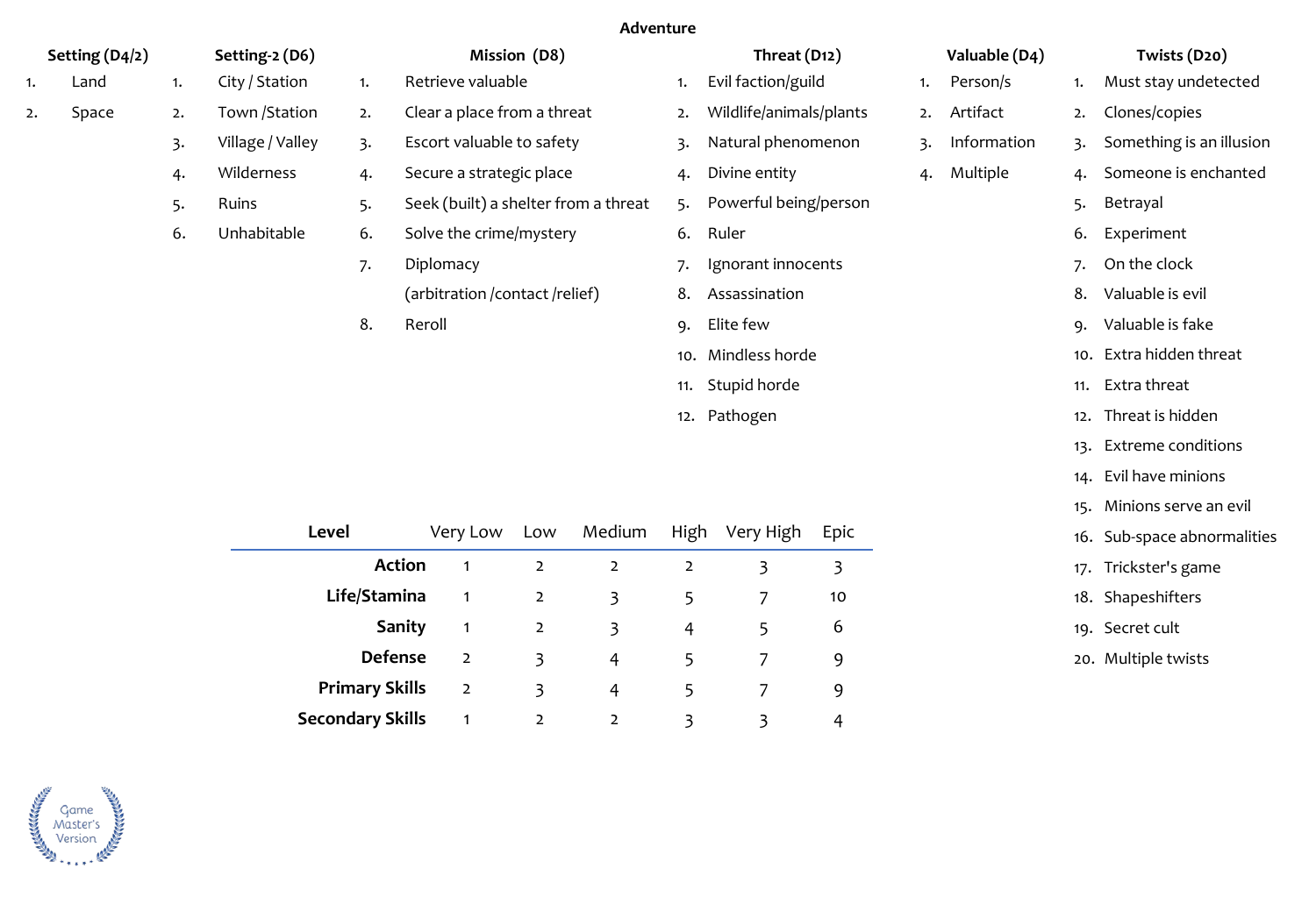# Adventure

### Setting (D4/2)

1. Land
2. Space

### Setting-2 (D6)

1. City / Station
2. Town /Station
3. Village / Valley
4. Wilderness
5. Ruins
6. Unhabitable

### Mission (D8)

1. Retrieve valuable
2. Clear a place from a threat
3. Escort valuable to safety
4. Secure a strategic place
5. Seek (built) a shelter from a threat
6. Solve the crime/mystery
7. Diplomacy (arbitration /contact /relief)
8. Reroll

### Threat (D12)

1. Evil faction/guild
2. Wildlife/animals/plants
3. Natural phenomenon
4. Divine entity
5. Powerful being/person
6. Ruler
7. Ignorant innocents
8. Assassination
9. Elite few
10. Mindless horde
11. Stupid horde
12. Pathogen

### Valuable (D4)

1. Person/s
2. Artifact
3. Information
4. Multiple

### Twists (D20)

1. Must stay undetected
2. Clones/copies
3. Something is an illusion
4. Someone is enchanted
5. Betrayal
6. Experiment
7. On the clock
8. Valuable is evil
9. Valuable is fake
10. Extra hidden threat
11. Extra threat
12. Threat is hidden
13. Extreme conditions
14. Evil have minions
15. Minions serve an evil
16. Sub-space abnormalities
17. Trickster's game
18. Shapeshifters
19. Secret cult
20. Multiple twists

| Level | Very Low | Low | Medium | High | Very High | Epic |
|---|---|---|---|---|---|---|
| **Action** | 1 | 2 | 2 | 2 | 3 | 3 |
| **Life/Stamina** | 1 | 2 | 3 | 5 | 7 | 10 |
| **Sanity** | 1 | 2 | 3 | 4 | 5 | 6 |
| **Defense** | 2 | 3 | 4 | 5 | 7 | 9 |
| **Primary Skills** | 2 | 3 | 4 | 5 | 7 | 9 |
| **Secondary Skills** | 1 | 2 | 2 | 3 | 3 | 4 |

Game Master's Version